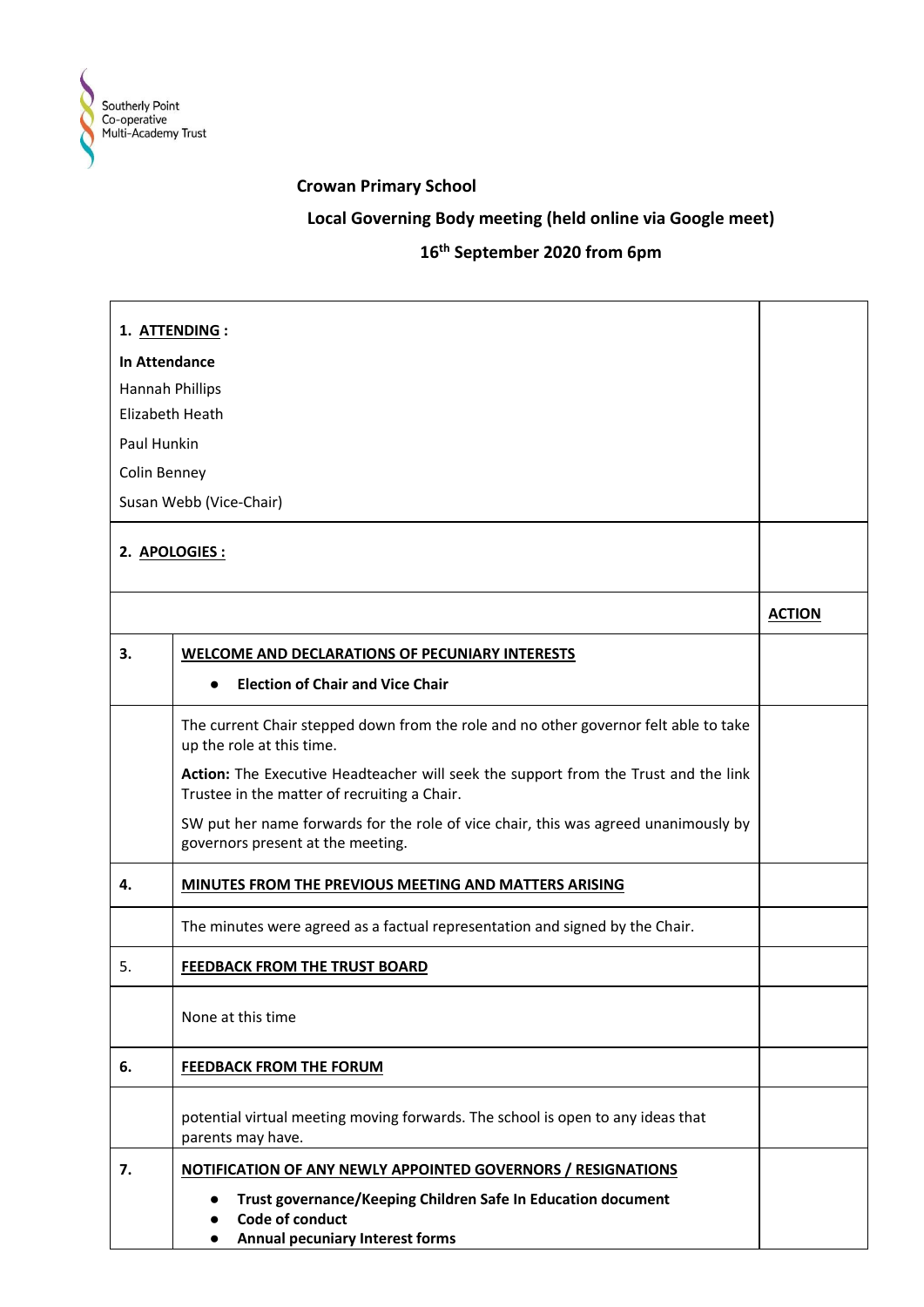Southerly Point Co-operative Multi-Academy Trust

**Crowan Primary School**

**Local Governing Body meeting (held online via Google meet)**

**16th September 2020 from 6pm**

| | | |
|---|---|---|
| **1. ATTENDING :**<br>**In Attendance**<br>Hannah Phillips<br>Elizabeth Heath<br>Paul Hunkin<br>Colin Benney<br>Susan Webb (Vice-Chair) | | |
| **2. APOLOGIES :** | | |
| | | **ACTION** |
| **3.** | **WELCOME AND DECLARATIONS OF PECUNIARY INTERESTS**<br>● **Election of Chair and Vice Chair** | |
| | The current Chair stepped down from the role and no other governor felt able to take up the role at this time.<br>**Action:** The Executive Headteacher will seek the support from the Trust and the link Trustee in the matter of recruiting a Chair.<br>SW put her name forwards for the role of vice chair, this was agreed unanimously by governors present at the meeting. | |
| **4.** | **MINUTES FROM THE PREVIOUS MEETING AND MATTERS ARISING** | |
| | The minutes were agreed as a factual representation and signed by the Chair. | |
| 5. | **FEEDBACK FROM THE TRUST BOARD** | |
| | None at this time | |
| **6.** | **FEEDBACK FROM THE FORUM** | |
| | potential virtual meeting moving forwards. The school is open to any ideas that parents may have. | |
| **7.** | **NOTIFICATION OF ANY NEWLY APPOINTED GOVERNORS / RESIGNATIONS**<br>● **Trust governance/Keeping Children Safe In Education document**<br>● **Code of conduct**<br>● **Annual pecuniary Interest forms** | |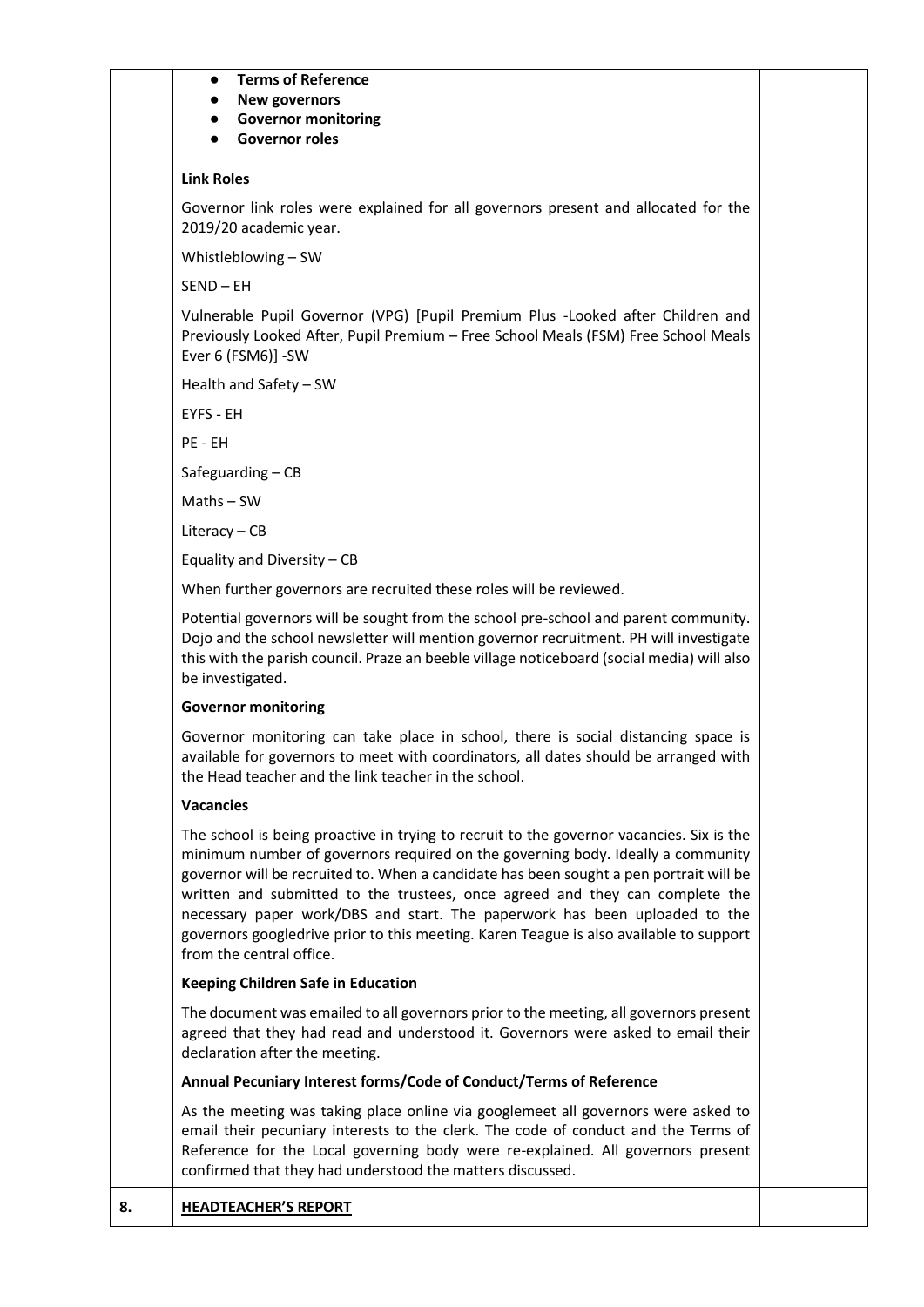- **Terms of Reference**
- **New governors**
- **Governor monitoring**
- **Governor roles**

**Link Roles**

Governor link roles were explained for all governors present and allocated for the 2019/20 academic year.

Whistleblowing – SW

SEND – EH

Vulnerable Pupil Governor (VPG) [Pupil Premium Plus -Looked after Children and Previously Looked After, Pupil Premium – Free School Meals (FSM) Free School Meals Ever 6 (FSM6)] -SW

Health and Safety – SW

EYFS - EH

PE - EH

Safeguarding – CB

Maths – SW

Literacy – CB

Equality and Diversity – CB

When further governors are recruited these roles will be reviewed.

Potential governors will be sought from the school pre-school and parent community. Dojo and the school newsletter will mention governor recruitment. PH will investigate this with the parish council. Praze an beeble village noticeboard (social media) will also be investigated.

**Governor monitoring**

Governor monitoring can take place in school, there is social distancing space is available for governors to meet with coordinators, all dates should be arranged with the Head teacher and the link teacher in the school.

**Vacancies**

The school is being proactive in trying to recruit to the governor vacancies. Six is the minimum number of governors required on the governing body. Ideally a community governor will be recruited to. When a candidate has been sought a pen portrait will be written and submitted to the trustees, once agreed and they can complete the necessary paper work/DBS and start. The paperwork has been uploaded to the governors googledrive prior to this meeting. Karen Teague is also available to support from the central office.

**Keeping Children Safe in Education**

The document was emailed to all governors prior to the meeting, all governors present agreed that they had read and understood it. Governors were asked to email their declaration after the meeting.

**Annual Pecuniary Interest forms/Code of Conduct/Terms of Reference**

As the meeting was taking place online via googlemeet all governors were asked to email their pecuniary interests to the clerk. The code of conduct and the Terms of Reference for the Local governing body were re-explained. All governors present confirmed that they had understood the matters discussed.

**8. <u>HEADTEACHER'S REPORT</u>**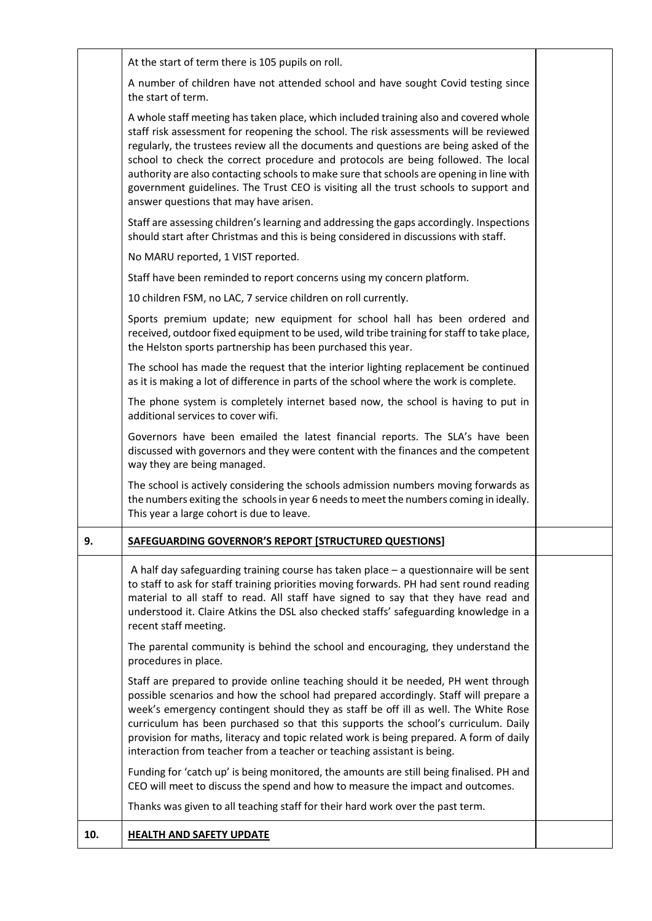| | | |
|---|---|---|
| | At the start of term there is 105 pupils on roll.<br><br>A number of children have not attended school and have sought Covid testing since the start of term.<br><br>A whole staff meeting has taken place, which included training also and covered whole staff risk assessment for reopening the school. The risk assessments will be reviewed regularly, the trustees review all the documents and questions are being asked of the school to check the correct procedure and protocols are being followed. The local authority are also contacting schools to make sure that schools are opening in line with government guidelines. The Trust CEO is visiting all the trust schools to support and answer questions that may have arisen.<br><br>Staff are assessing children's learning and addressing the gaps accordingly. Inspections should start after Christmas and this is being considered in discussions with staff.<br><br>No MARU reported, 1 VIST reported.<br><br>Staff have been reminded to report concerns using my concern platform.<br><br>10 children FSM, no LAC, 7 service children on roll currently.<br><br>Sports premium update; new equipment for school hall has been ordered and received, outdoor fixed equipment to be used, wild tribe training for staff to take place, the Helston sports partnership has been purchased this year.<br><br>The school has made the request that the interior lighting replacement be continued as it is making a lot of difference in parts of the school where the work is complete.<br><br>The phone system is completely internet based now, the school is having to put in additional services to cover wifi.<br><br>Governors have been emailed the latest financial reports. The SLA's have been discussed with governors and they were content with the finances and the competent way they are being managed.<br><br>The school is actively considering the schools admission numbers moving forwards as the numbers exiting the schools in year 6 needs to meet the numbers coming in ideally. This year a large cohort is due to leave. | |
| **9.** | **SAFEGUARDING GOVERNOR'S REPORT [STRUCTURED QUESTIONS]** | |
| | A half day safeguarding training course has taken place – a questionnaire will be sent to staff to ask for staff training priorities moving forwards. PH had sent round reading material to all staff to read. All staff have signed to say that they have read and understood it. Claire Atkins the DSL also checked staffs' safeguarding knowledge in a recent staff meeting.<br><br>The parental community is behind the school and encouraging, they understand the procedures in place.<br><br>Staff are prepared to provide online teaching should it be needed, PH went through possible scenarios and how the school had prepared accordingly. Staff will prepare a week's emergency contingent should they as staff be off ill as well. The White Rose curriculum has been purchased so that this supports the school's curriculum. Daily provision for maths, literacy and topic related work is being prepared. A form of daily interaction from teacher from a teacher or teaching assistant is being.<br><br>Funding for 'catch up' is being monitored, the amounts are still being finalised. PH and CEO will meet to discuss the spend and how to measure the impact and outcomes.<br><br>Thanks was given to all teaching staff for their hard work over the past term. | |
| **10.** | **HEALTH AND SAFETY UPDATE** | |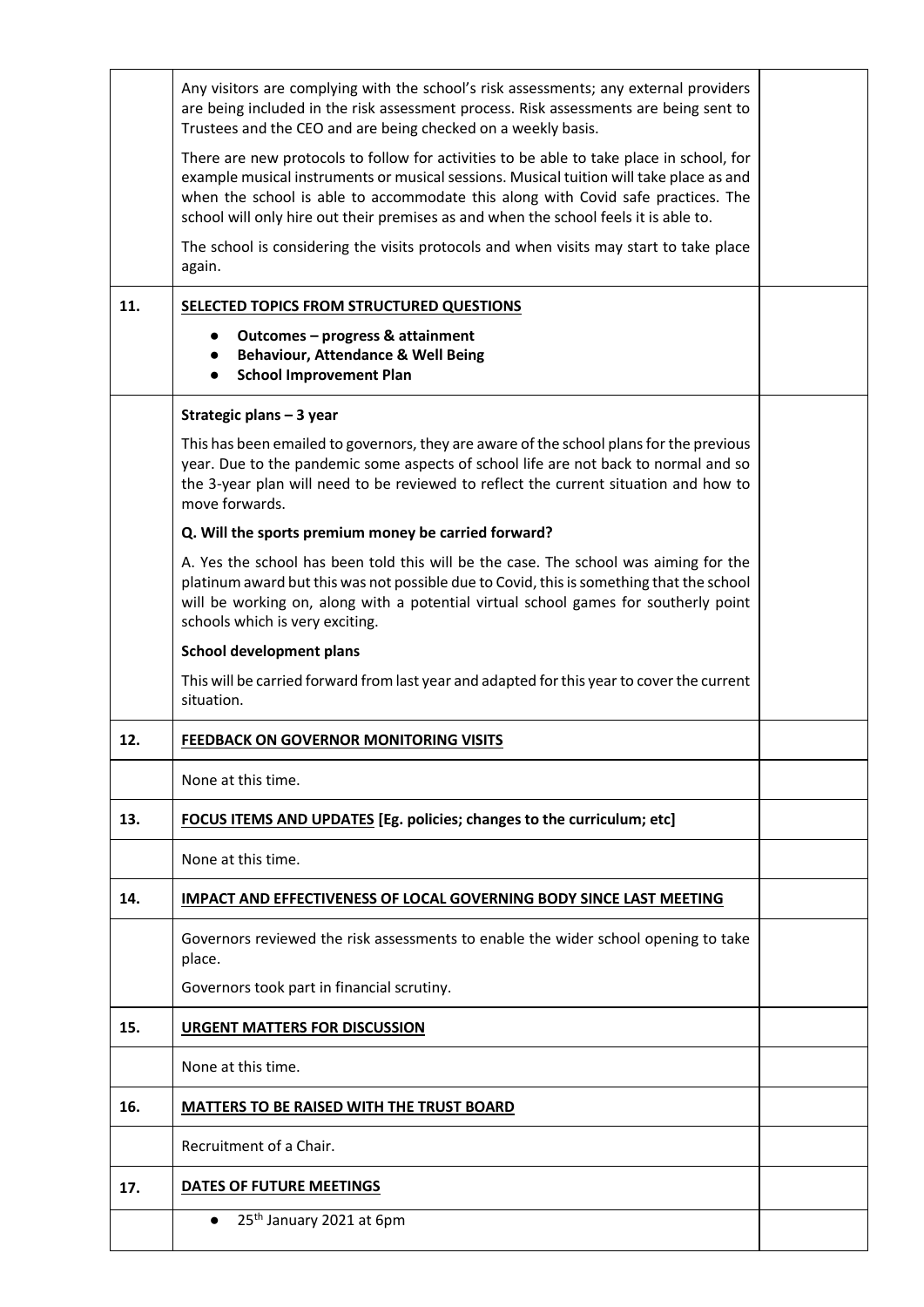| | | |
|---|---|---|
| | Any visitors are complying with the school's risk assessments; any external providers are being included in the risk assessment process. Risk assessments are being sent to Trustees and the CEO and are being checked on a weekly basis.<br><br>There are new protocols to follow for activities to be able to take place in school, for example musical instruments or musical sessions. Musical tuition will take place as and when the school is able to accommodate this along with Covid safe practices. The school will only hire out their premises as and when the school feels it is able to.<br><br>The school is considering the visits protocols and when visits may start to take place again. | |
| **11.** | **SELECTED TOPICS FROM STRUCTURED QUESTIONS**<br>• **Outcomes – progress & attainment**<br>• **Behaviour, Attendance & Well Being**<br>• **School Improvement Plan** | |
| | **Strategic plans – 3 year**<br><br>This has been emailed to governors, they are aware of the school plans for the previous year. Due to the pandemic some aspects of school life are not back to normal and so the 3-year plan will need to be reviewed to reflect the current situation and how to move forwards.<br><br>**Q. Will the sports premium money be carried forward?**<br><br>A. Yes the school has been told this will be the case. The school was aiming for the platinum award but this was not possible due to Covid, this is something that the school will be working on, along with a potential virtual school games for southerly point schools which is very exciting.<br><br>**School development plans**<br><br>This will be carried forward from last year and adapted for this year to cover the current situation. | |
| **12.** | **FEEDBACK ON GOVERNOR MONITORING VISITS** | |
| | None at this time. | |
| **13.** | **FOCUS ITEMS AND UPDATES [Eg. policies; changes to the curriculum; etc]** | |
| | None at this time. | |
| **14.** | **IMPACT AND EFFECTIVENESS OF LOCAL GOVERNING BODY SINCE LAST MEETING** | |
| | Governors reviewed the risk assessments to enable the wider school opening to take place.<br><br>Governors took part in financial scrutiny. | |
| **15.** | **URGENT MATTERS FOR DISCUSSION** | |
| | None at this time. | |
| **16.** | **MATTERS TO BE RAISED WITH THE TRUST BOARD** | |
| | Recruitment of a Chair. | |
| **17.** | **DATES OF FUTURE MEETINGS** | |
| | • 25th January 2021 at 6pm | |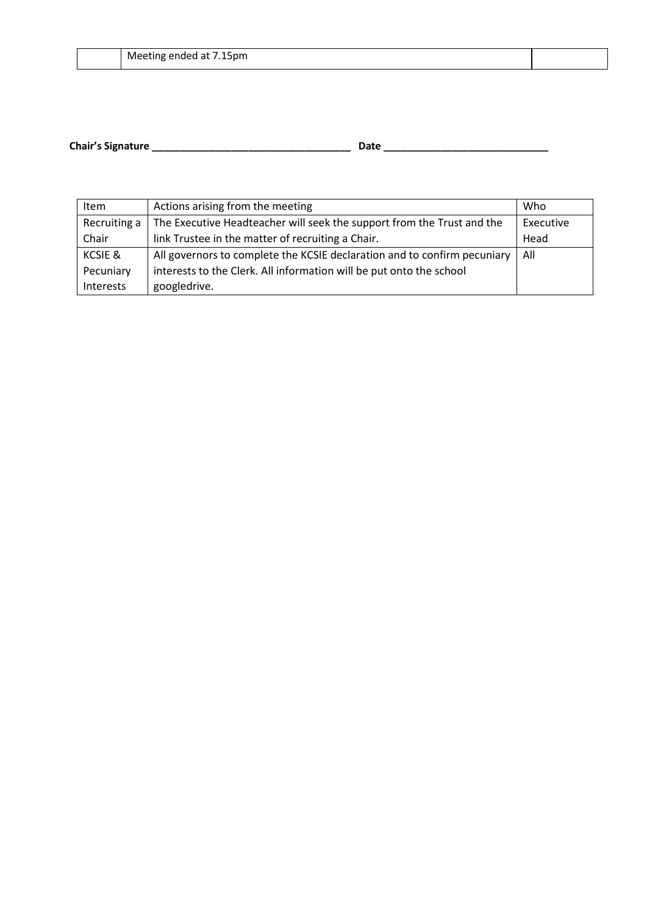| | | |
|---|---|---|
| | Meeting ended at 7.15pm | |

**Chair's Signature ___________________________________ Date ____________________________**

| Item | Actions arising from the meeting | Who |
|---|---|---|
| Recruiting a Chair | The Executive Headteacher will seek the support from the Trust and the link Trustee in the matter of recruiting a Chair. | Executive Head |
| KCSIE & Pecuniary Interests | All governors to complete the KCSIE declaration and to confirm pecuniary interests to the Clerk. All information will be put onto the school googledrive. | All |